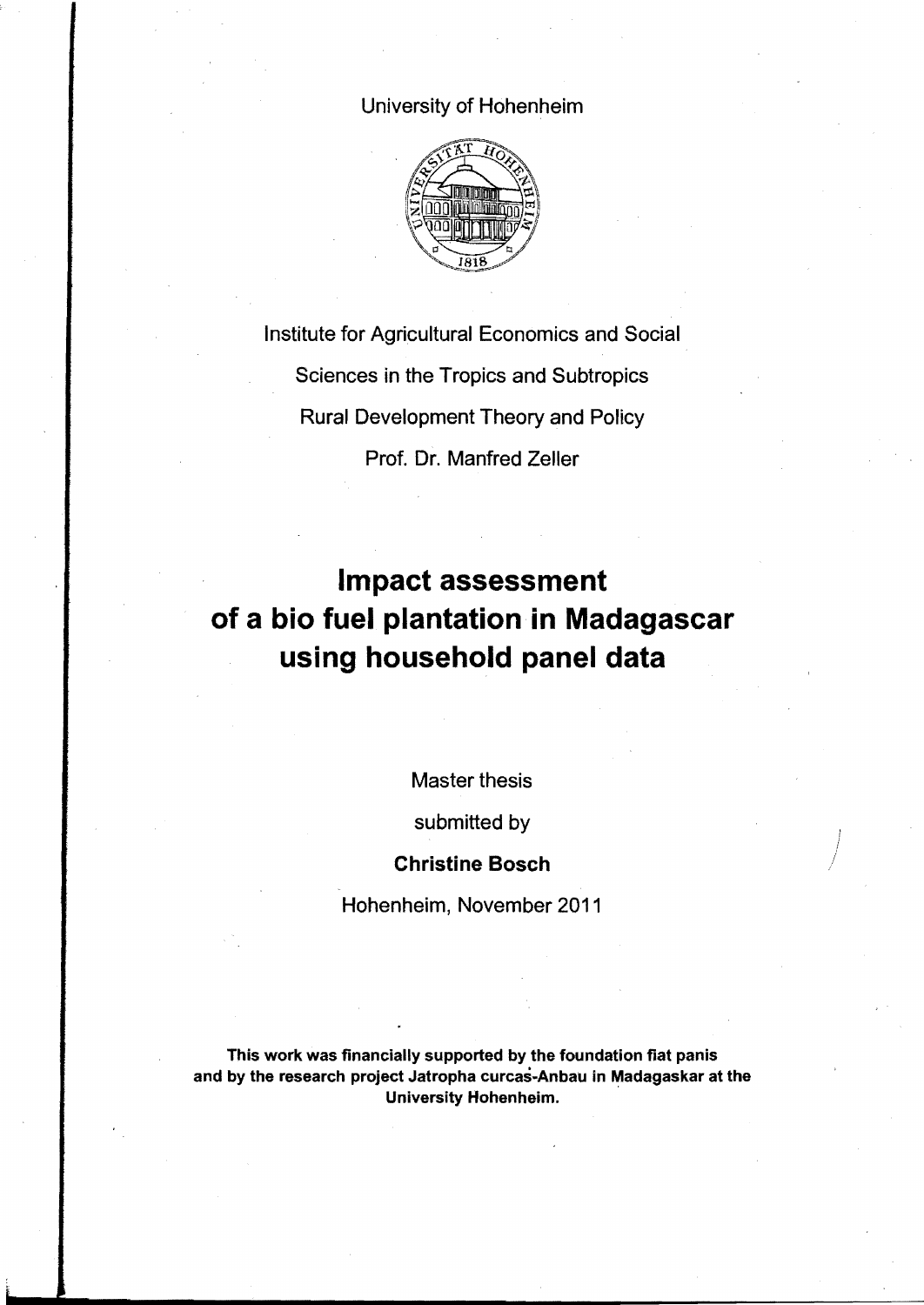University of Hohenheim

Institute for Agricultural Economics and Social

Sciences in the Tropics and Subtropics

Rural Development Theory and Policy

Prof. Dr. Manfred Zeller

# Impact assessment of a bio fuel plantation in Madagascar using household panel data

Master thesis

submitted by

**Christine Bosch**

Hohenheim, November 2011

**This work was financially supported by the foundation fiat panis and by the research project Jatropha curcas-Anbau in Madagaskar at the University Hohenheim.**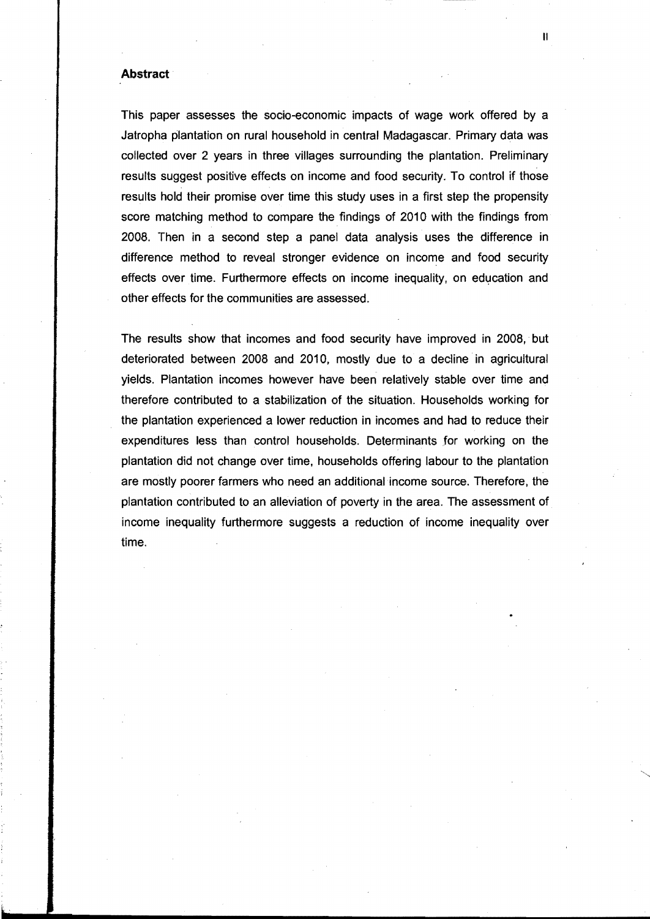## Abstract

This paper assesses the socio-economic impacts of wage work offered by a Jatropha plantation on rural household in central Madagascar. Primary data was collected over 2 years in three villages surrounding the plantation. Preliminary results suggest positive effects on income and food security. To control if those results hold their promise over time this study uses in a first step the propensity score matching method to compare the findings of 2010 with the findings from 2008. Then in a second step a panel data analysis uses the difference in difference method to reveal stronger evidence on income and food security effects over time. Furthermore effects on income inequality, on education and other effects for the communities are assessed.

The results show that incomes and food security have improved in 2008, but deteriorated between 2008 and 2010, mostly due to a decline in agricultural yields. Plantation incomes however have been relatively stable over time and therefore contributed to a stabilization of the situation. Households working for the plantation experienced a lower reduction in incomes and had to reduce their expenditures less than control households. Determinants for working on the plantation did not change over time, households offering labour to the plantation are mostly poorer farmers who need an additional income source. Therefore, the plantation contributed to an alleviation of poverty in the area. The assessment of income inequality furthermore suggests a reduction of income inequality over time.